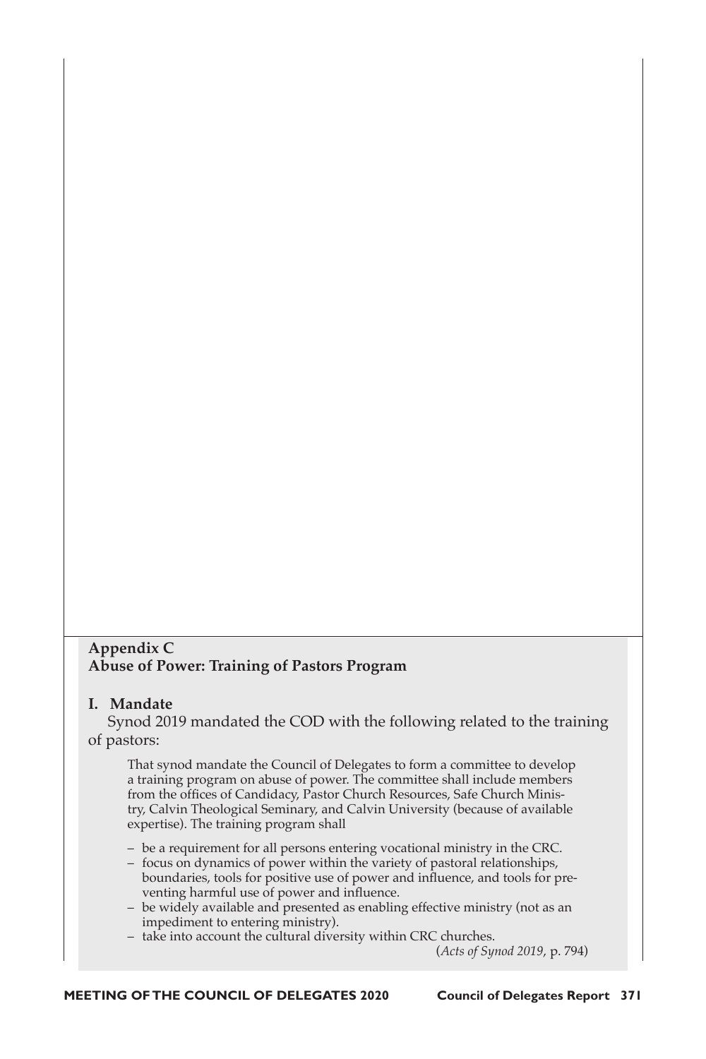## Appendix C
## Abuse of Power: Training of Pastors Program

### I. Mandate

Synod 2019 mandated the COD with the following related to the training of pastors:

> That synod mandate the Council of Delegates to form a committee to develop a training program on abuse of power. The committee shall include members from the offices of Candidacy, Pastor Church Resources, Safe Church Ministry, Calvin Theological Seminary, and Calvin University (because of available expertise). The training program shall
>
> – be a requirement for all persons entering vocational ministry in the CRC.
> – focus on dynamics of power within the variety of pastoral relationships, boundaries, tools for positive use of power and influence, and tools for preventing harmful use of power and influence.
> – be widely available and presented as enabling effective ministry (not as an impediment to entering ministry).
> – take into account the cultural diversity within CRC churches.
>
> (*Acts of Synod 2019*, p. 794)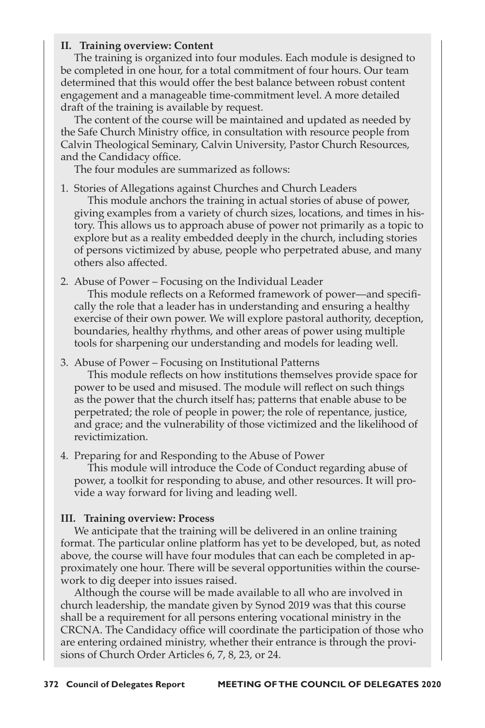**II. Training overview: Content**

The training is organized into four modules. Each module is designed to be completed in one hour, for a total commitment of four hours. Our team determined that this would offer the best balance between robust content engagement and a manageable time-commitment level. A more detailed draft of the training is available by request.

The content of the course will be maintained and updated as needed by the Safe Church Ministry office, in consultation with resource people from Calvin Theological Seminary, Calvin University, Pastor Church Resources, and the Candidacy office.

The four modules are summarized as follows:

1. Stories of Allegations against Churches and Church Leaders

   This module anchors the training in actual stories of abuse of power, giving examples from a variety of church sizes, locations, and times in history. This allows us to approach abuse of power not primarily as a topic to explore but as a reality embedded deeply in the church, including stories of persons victimized by abuse, people who perpetrated abuse, and many others also affected.

2. Abuse of Power – Focusing on the Individual Leader

   This module reflects on a Reformed framework of power—and specifically the role that a leader has in understanding and ensuring a healthy exercise of their own power. We will explore pastoral authority, deception, boundaries, healthy rhythms, and other areas of power using multiple tools for sharpening our understanding and models for leading well.

3. Abuse of Power – Focusing on Institutional Patterns

   This module reflects on how institutions themselves provide space for power to be used and misused. The module will reflect on such things as the power that the church itself has; patterns that enable abuse to be perpetrated; the role of people in power; the role of repentance, justice, and grace; and the vulnerability of those victimized and the likelihood of revictimization.

4. Preparing for and Responding to the Abuse of Power

   This module will introduce the Code of Conduct regarding abuse of power, a toolkit for responding to abuse, and other resources. It will provide a way forward for living and leading well.

**III. Training overview: Process**

We anticipate that the training will be delivered in an online training format. The particular online platform has yet to be developed, but, as noted above, the course will have four modules that can each be completed in approximately one hour. There will be several opportunities within the coursework to dig deeper into issues raised.

Although the course will be made available to all who are involved in church leadership, the mandate given by Synod 2019 was that this course shall be a requirement for all persons entering vocational ministry in the CRCNA. The Candidacy office will coordinate the participation of those who are entering ordained ministry, whether their entrance is through the provisions of Church Order Articles 6, 7, 8, 23, or 24.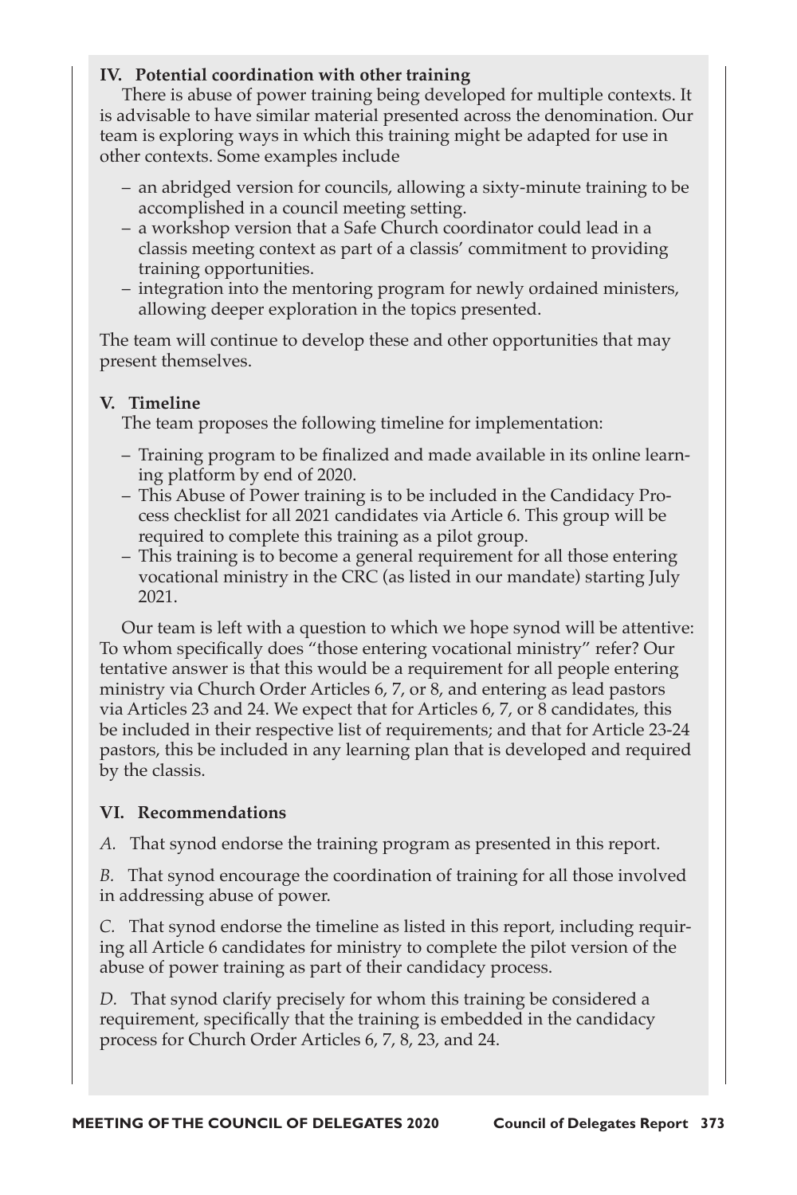### IV. Potential coordination with other training

There is abuse of power training being developed for multiple contexts. It is advisable to have similar material presented across the denomination. Our team is exploring ways in which this training might be adapted for use in other contexts. Some examples include

- an abridged version for councils, allowing a sixty-minute training to be accomplished in a council meeting setting.
- a workshop version that a Safe Church coordinator could lead in a classis meeting context as part of a classis' commitment to providing training opportunities.
- integration into the mentoring program for newly ordained ministers, allowing deeper exploration in the topics presented.

The team will continue to develop these and other opportunities that may present themselves.

### V. Timeline

The team proposes the following timeline for implementation:

- Training program to be finalized and made available in its online learning platform by end of 2020.
- This Abuse of Power training is to be included in the Candidacy Process checklist for all 2021 candidates via Article 6. This group will be required to complete this training as a pilot group.
- This training is to become a general requirement for all those entering vocational ministry in the CRC (as listed in our mandate) starting July 2021.

Our team is left with a question to which we hope synod will be attentive: To whom specifically does "those entering vocational ministry" refer? Our tentative answer is that this would be a requirement for all people entering ministry via Church Order Articles 6, 7, or 8, and entering as lead pastors via Articles 23 and 24. We expect that for Articles 6, 7, or 8 candidates, this be included in their respective list of requirements; and that for Article 23-24 pastors, this be included in any learning plan that is developed and required by the classis.

### VI. Recommendations

*A.* That synod endorse the training program as presented in this report.

*B.* That synod encourage the coordination of training for all those involved in addressing abuse of power.

*C.* That synod endorse the timeline as listed in this report, including requiring all Article 6 candidates for ministry to complete the pilot version of the abuse of power training as part of their candidacy process.

*D.* That synod clarify precisely for whom this training be considered a requirement, specifically that the training is embedded in the candidacy process for Church Order Articles 6, 7, 8, 23, and 24.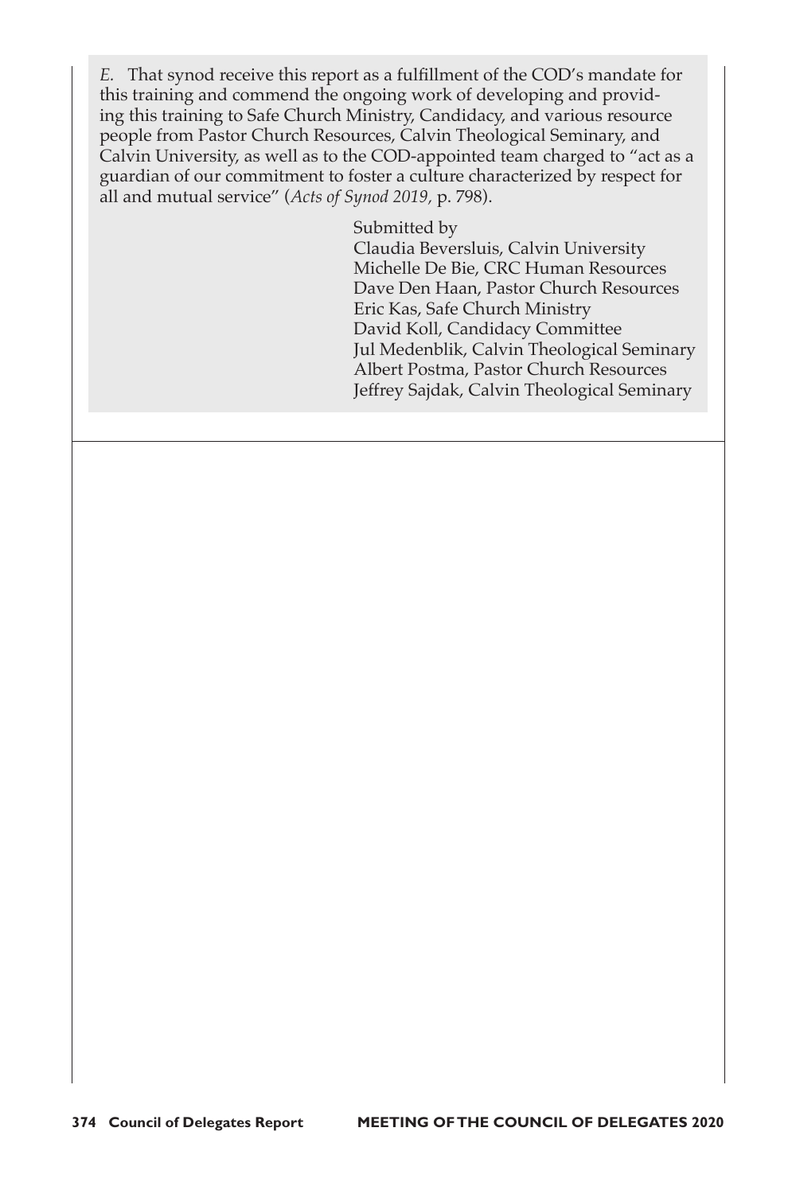*E.* That synod receive this report as a fulfillment of the COD's mandate for this training and commend the ongoing work of developing and providing this training to Safe Church Ministry, Candidacy, and various resource people from Pastor Church Resources, Calvin Theological Seminary, and Calvin University, as well as to the COD-appointed team charged to "act as a guardian of our commitment to foster a culture characterized by respect for all and mutual service" (*Acts of Synod 2019*, p. 798).

Submitted by
Claudia Beversluis, Calvin University
Michelle De Bie, CRC Human Resources
Dave Den Haan, Pastor Church Resources
Eric Kas, Safe Church Ministry
David Koll, Candidacy Committee
Jul Medenblik, Calvin Theological Seminary
Albert Postma, Pastor Church Resources
Jeffrey Sajdak, Calvin Theological Seminary